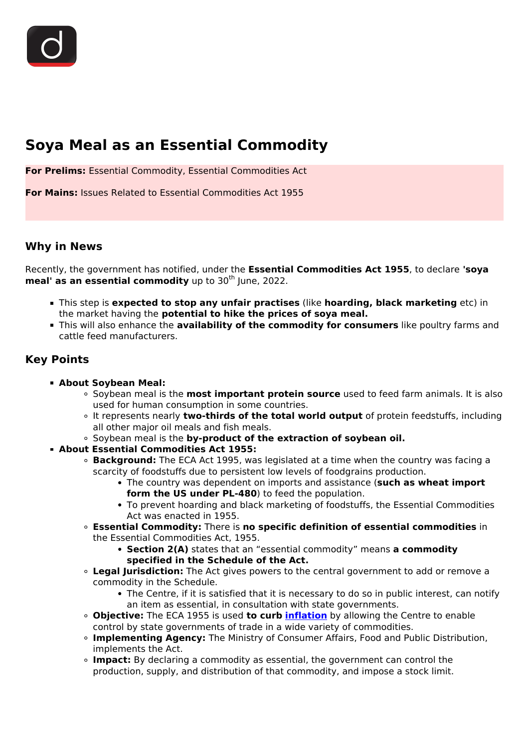# Soya Meal as an Essential Commodity

**For Prelims:** Essential Commodity, Essential Commodities Act

**For Mains:** Issues Related to Essential Commodities Act 1955

## Why in News

Recently, the government has notified, under the **Essential Commodities Act 1955**, to declare **'soya meal' as an essential commodity** up to 30th June, 2022.

- This step is **expected to stop any unfair practises** (like **hoarding, black marketing** etc) in the market having the **potential to hike the prices of soya meal.**
- This will also enhance the **availability of the commodity for consumers** like poultry farms and cattle feed manufacturers.

## Key Points

- **About Soybean Meal:**
    - Soybean meal is the **most important protein source** used to feed farm animals. It is also used for human consumption in some countries.
    - It represents nearly **two-thirds of the total world output** of protein feedstuffs, including all other major oil meals and fish meals.
    - Soybean meal is the **by-product of the extraction of soybean oil.**
- **About Essential Commodities Act 1955:**
    - **Background:** The ECA Act 1995, was legislated at a time when the country was facing a scarcity of foodstuffs due to persistent low levels of foodgrains production.
        - The country was dependent on imports and assistance (**such as wheat import form the US under PL-480**) to feed the population.
        - To prevent hoarding and black marketing of foodstuffs, the Essential Commodities Act was enacted in 1955.
    - **Essential Commodity:** There is **no specific definition of essential commodities** in the Essential Commodities Act, 1955.
        - **Section 2(A)** states that an "essential commodity" means **a commodity specified in the Schedule of the Act.**
    - **Legal Jurisdiction:** The Act gives powers to the central government to add or remove a commodity in the Schedule.
        - The Centre, if it is satisfied that it is necessary to do so in public interest, can notify an item as essential, in consultation with state governments.
    - **Objective:** The ECA 1955 is used **to curb inflation** by allowing the Centre to enable control by state governments of trade in a wide variety of commodities.
    - **Implementing Agency:** The Ministry of Consumer Affairs, Food and Public Distribution, implements the Act.
    - **Impact:** By declaring a commodity as essential, the government can control the production, supply, and distribution of that commodity, and impose a stock limit.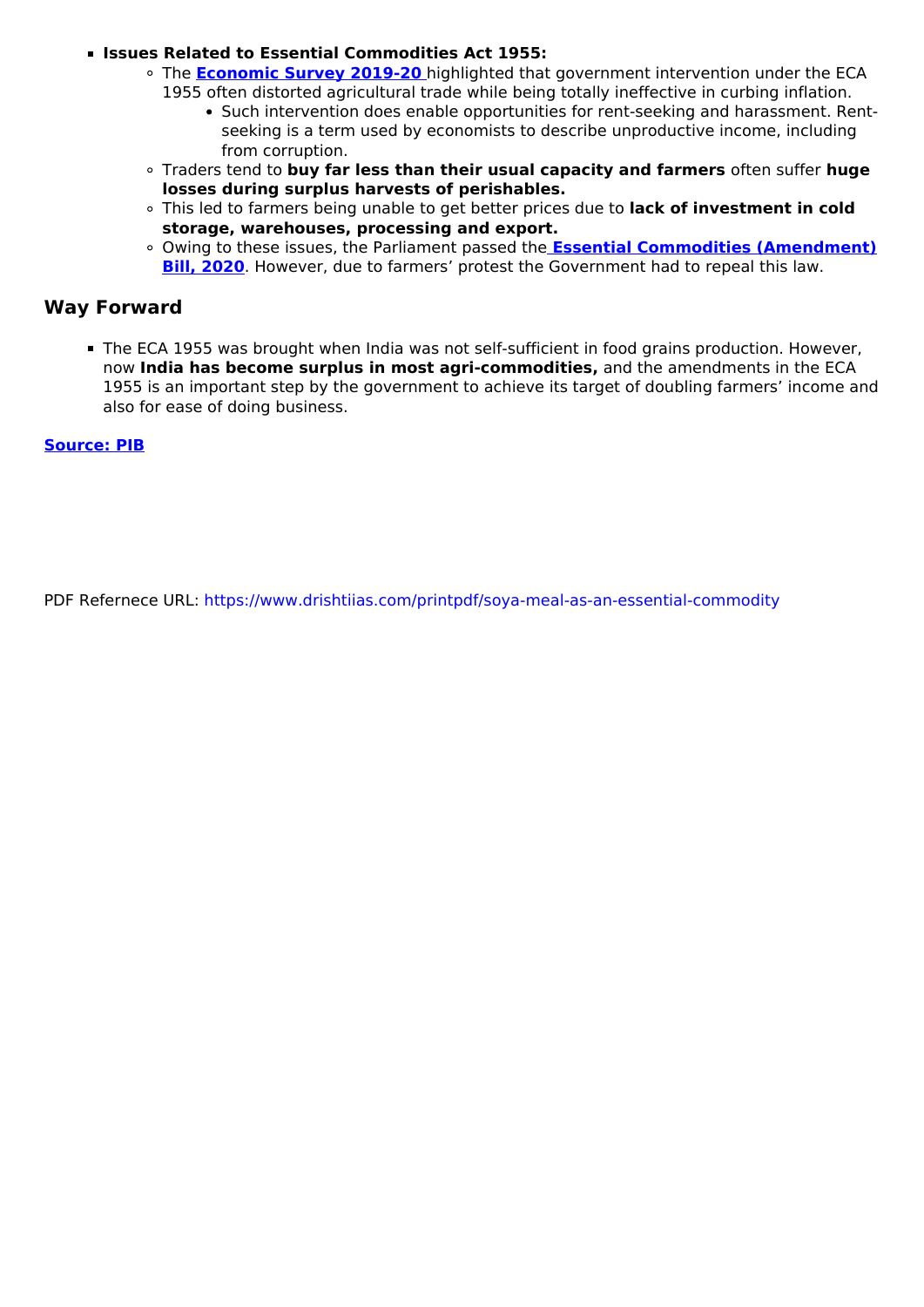- **Issues Related to Essential Commodities Act 1955:**
    - The **Economic Survey 2019-20** highlighted that government intervention under the ECA 1955 often distorted agricultural trade while being totally ineffective in curbing inflation.
        - Such intervention does enable opportunities for rent-seeking and harassment. Rent-seeking is a term used by economists to describe unproductive income, including from corruption.
    - Traders tend to **buy far less than their usual capacity and farmers** often suffer **huge losses during surplus harvests of perishables.**
    - This led to farmers being unable to get better prices due to **lack of investment in cold storage, warehouses, processing and export.**
    - Owing to these issues, the Parliament passed the **Essential Commodities (Amendment) Bill, 2020**. However, due to farmers' protest the Government had to repeal this law.

## Way Forward

- The ECA 1955 was brought when India was not self-sufficient in food grains production. However, now **India has become surplus in most agri-commodities,** and the amendments in the ECA 1955 is an important step by the government to achieve its target of doubling farmers' income and also for ease of doing business.

**Source: PIB**

PDF Refernece URL: https://www.drishtiias.com/printpdf/soya-meal-as-an-essential-commodity